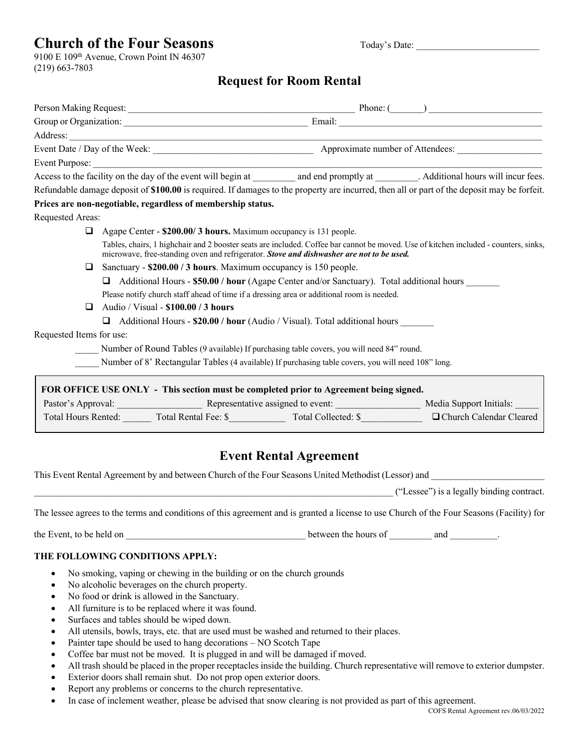# Church of the Four Seasons

9100 E 109th Avenue, Crown Point IN 46307
(219) 663-7803

Today's Date: ___________________________

## Request for Room Rental

Person Making Request: _______________________________________________ Phone: (_______) _________________________

Group or Organization: ______________________________________ Email: _____________________________________________

Address: ____________________________________________________________________________________________________

Event Date / Day of the Week: ___________________________________ Approximate number of Attendees: __________________

Event Purpose: _______________________________________________________________________________________________

Access to the facility on the day of the event will begin at _________ and end promptly at _________. Additional hours will incur fees.

Refundable damage deposit of **$100.00** is required. If damages to the property are incurred, then all or part of the deposit may be forfeit.

**Prices are non-negotiable, regardless of membership status.**

Requested Areas:

- ❑ Agape Center - **$200.00/ 3 hours.** Maximum occupancy is 131 people.
  Tables, chairs, 1 highchair and 2 booster seats are included. Coffee bar cannot be moved. Use of kitchen included - counters, sinks, microwave, free-standing oven and refrigerator. ***Stove and dishwasher are not to be used.***
- ❑ Sanctuary - **$200.00 / 3 hours**. Maximum occupancy is 150 people.
  - ❑ Additional Hours - **$50.00 / hour** (Agape Center and/or Sanctuary). Total additional hours _______
  Please notify church staff ahead of time if a dressing area or additional room is needed.
- ❑ Audio / Visual - **$100.00 / 3 hours**
  - ❑ Additional Hours - **$20.00 / hour** (Audio / Visual). Total additional hours _______

Requested Items for use:

_____ Number of Round Tables (9 available) If purchasing table covers, you will need 84" round.

_____ Number of 8' Rectangular Tables (4 available) If purchasing table covers, you will need 108" long.

**FOR OFFICE USE ONLY - This section must be completed prior to Agreement being signed.**

Pastor's Approval: __________________ Representative assigned to event: __________________ Media Support Initials: _____

Total Hours Rented: ______ Total Rental Fee: $____________ Total Collected: $_____________ ❑ Church Calendar Cleared

## Event Rental Agreement

This Event Rental Agreement by and between Church of the Four Seasons United Methodist (Lessor) and ________________________ ________________________________________________________________________________ ("Lessee") is a legally binding contract.

The lessee agrees to the terms and conditions of this agreement and is granted a license to use Church of the Four Seasons (Facility) for the Event, to be held on ______________________________________ between the hours of _________ and __________.

**THE FOLLOWING CONDITIONS APPLY:**

- No smoking, vaping or chewing in the building or on the church grounds
- No alcoholic beverages on the church property.
- No food or drink is allowed in the Sanctuary.
- All furniture is to be replaced where it was found.
- Surfaces and tables should be wiped down.
- All utensils, bowls, trays, etc. that are used must be washed and returned to their places.
- Painter tape should be used to hang decorations – NO Scotch Tape
- Coffee bar must not be moved. It is plugged in and will be damaged if moved.
- All trash should be placed in the proper receptacles inside the building. Church representative will remove to exterior dumpster.
- Exterior doors shall remain shut. Do not prop open exterior doors.
- Report any problems or concerns to the church representative.
- In case of inclement weather, please be advised that snow clearing is not provided as part of this agreement.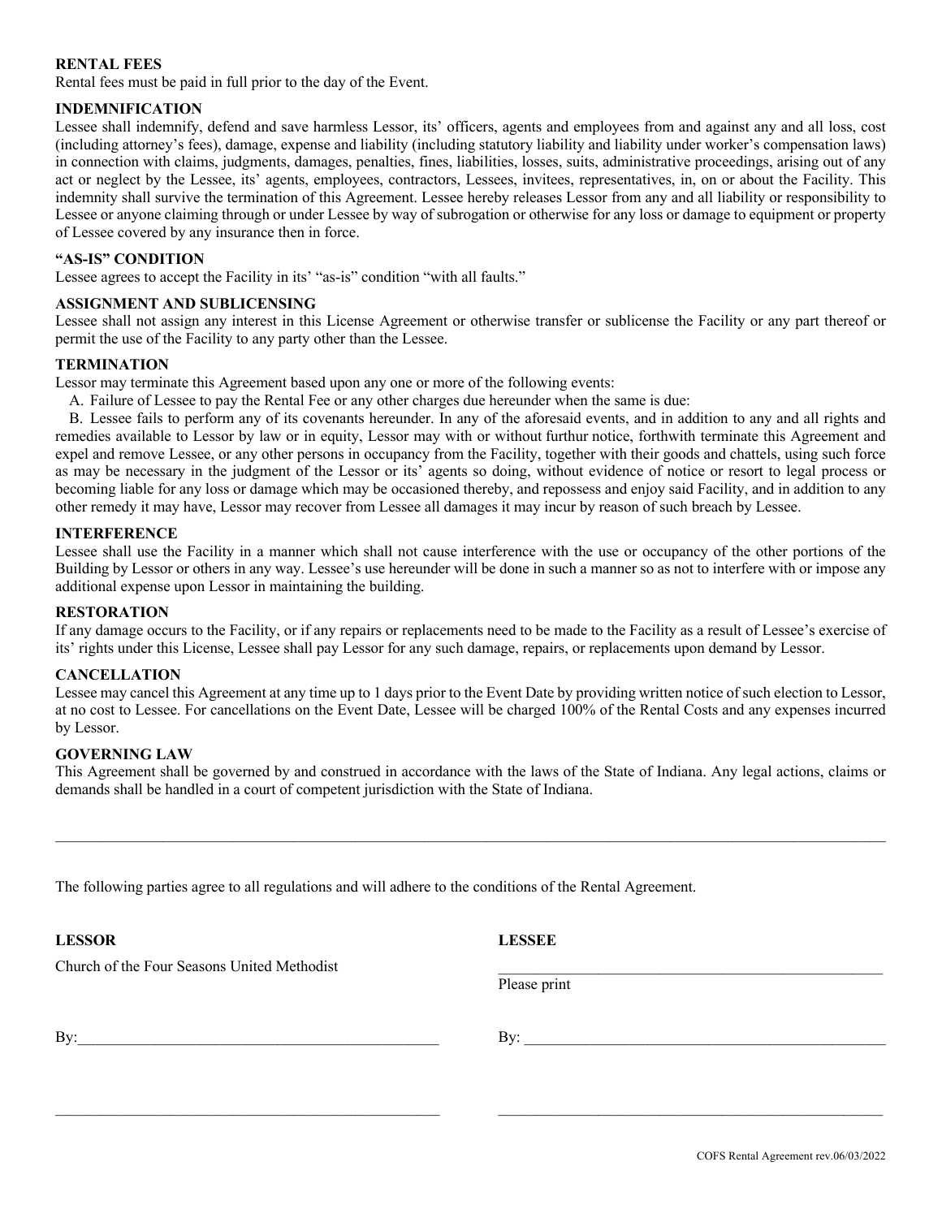**RENTAL FEES**

Rental fees must be paid in full prior to the day of the Event.

**INDEMNIFICATION**

Lessee shall indemnify, defend and save harmless Lessor, its' officers, agents and employees from and against any and all loss, cost (including attorney's fees), damage, expense and liability (including statutory liability and liability under worker's compensation laws) in connection with claims, judgments, damages, penalties, fines, liabilities, losses, suits, administrative proceedings, arising out of any act or neglect by the Lessee, its' agents, employees, contractors, Lessees, invitees, representatives, in, on or about the Facility. This indemnity shall survive the termination of this Agreement. Lessee hereby releases Lessor from any and all liability or responsibility to Lessee or anyone claiming through or under Lessee by way of subrogation or otherwise for any loss or damage to equipment or property of Lessee covered by any insurance then in force.

**"AS-IS" CONDITION**

Lessee agrees to accept the Facility in its' "as-is" condition "with all faults."

**ASSIGNMENT AND SUBLICENSING**

Lessee shall not assign any interest in this License Agreement or otherwise transfer or sublicense the Facility or any part thereof or permit the use of the Facility to any party other than the Lessee.

**TERMINATION**

Lessor may terminate this Agreement based upon any one or more of the following events:

A. Failure of Lessee to pay the Rental Fee or any other charges due hereunder when the same is due:

B. Lessee fails to perform any of its covenants hereunder. In any of the aforesaid events, and in addition to any and all rights and remedies available to Lessor by law or in equity, Lessor may with or without furthur notice, forthwith terminate this Agreement and expel and remove Lessee, or any other persons in occupancy from the Facility, together with their goods and chattels, using such force as may be necessary in the judgment of the Lessor or its' agents so doing, without evidence of notice or resort to legal process or becoming liable for any loss or damage which may be occasioned thereby, and repossess and enjoy said Facility, and in addition to any other remedy it may have, Lessor may recover from Lessee all damages it may incur by reason of such breach by Lessee.

**INTERFERENCE**

Lessee shall use the Facility in a manner which shall not cause interference with the use or occupancy of the other portions of the Building by Lessor or others in any way. Lessee's use hereunder will be done in such a manner so as not to interfere with or impose any additional expense upon Lessor in maintaining the building.

**RESTORATION**

If any damage occurs to the Facility, or if any repairs or replacements need to be made to the Facility as a result of Lessee's exercise of its' rights under this License, Lessee shall pay Lessor for any such damage, repairs, or replacements upon demand by Lessor.

**CANCELLATION**

Lessee may cancel this Agreement at any time up to 1 days prior to the Event Date by providing written notice of such election to Lessor, at no cost to Lessee. For cancellations on the Event Date, Lessee will be charged 100% of the Rental Costs and any expenses incurred by Lessor.

**GOVERNING LAW**

This Agreement shall be governed by and construed in accordance with the laws of the State of Indiana. Any legal actions, claims or demands shall be handled in a court of competent jurisdiction with the State of Indiana.

---

The following parties agree to all regulations and will adhere to the conditions of the Rental Agreement.

| **LESSOR** | **LESSEE** |
|---|---|
| Church of the Four Seasons United Methodist | ______________________________ Please print |
| By:______________________________ | By: ______________________________ |
| ______________________________ | ______________________________ |

COFS Rental Agreement rev.06/03/2022